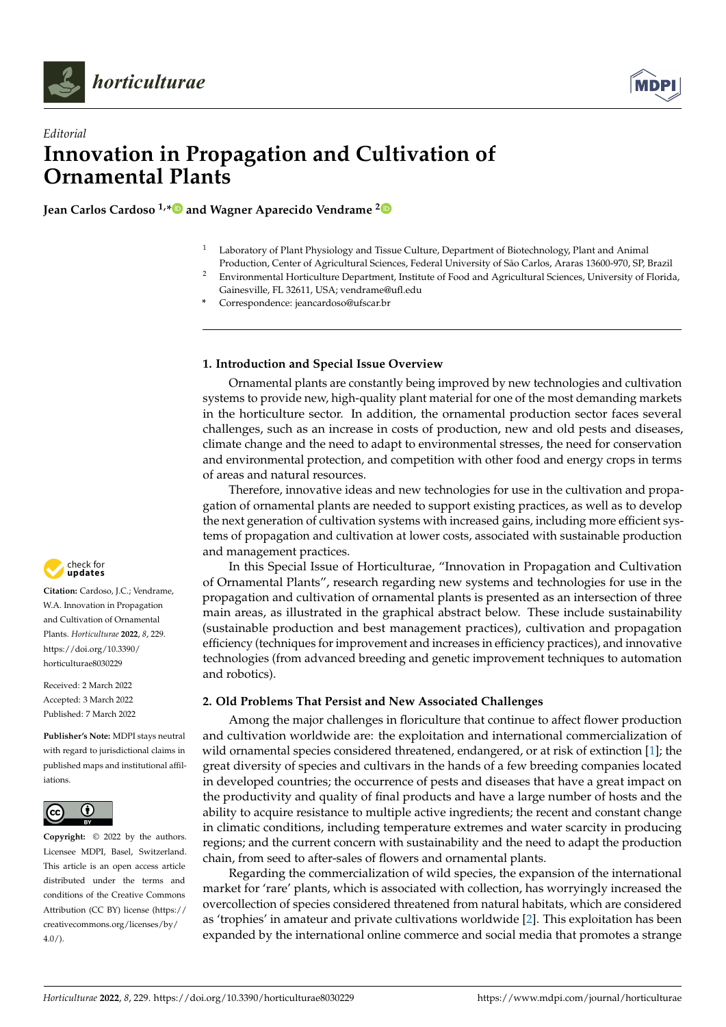*horticulturae*

*Editorial*

# Innovation in Propagation and Cultivation of Ornamental Plants

**Jean Carlos Cardoso [1,*] and Wagner Aparecido Vendrame [2]**

[1] Laboratory of Plant Physiology and Tissue Culture, Department of Biotechnology, Plant and Animal Production, Center of Agricultural Sciences, Federal University of São Carlos, Araras 13600-970, SP, Brazil
[2] Environmental Horticulture Department, Institute of Food and Agricultural Sciences, University of Florida, Gainesville, FL 32611, USA; vendrame@ufl.edu
* Correspondence: jeancardoso@ufscar.br

**Citation:** Cardoso, J.C.; Vendrame, W.A. Innovation in Propagation and Cultivation of Ornamental Plants. *Horticulturae* **2022**, *8*, 229. https://doi.org/10.3390/horticulturae8030229

Received: 2 March 2022
Accepted: 3 March 2022
Published: 7 March 2022

**Publisher's Note:** MDPI stays neutral with regard to jurisdictional claims in published maps and institutional affiliations.

**Copyright:** © 2022 by the authors. Licensee MDPI, Basel, Switzerland. This article is an open access article distributed under the terms and conditions of the Creative Commons Attribution (CC BY) license (https://creativecommons.org/licenses/by/4.0/).

## 1. Introduction and Special Issue Overview

Ornamental plants are constantly being improved by new technologies and cultivation systems to provide new, high-quality plant material for one of the most demanding markets in the horticulture sector. In addition, the ornamental production sector faces several challenges, such as an increase in costs of production, new and old pests and diseases, climate change and the need to adapt to environmental stresses, the need for conservation and environmental protection, and competition with other food and energy crops in terms of areas and natural resources.

Therefore, innovative ideas and new technologies for use in the cultivation and propagation of ornamental plants are needed to support existing practices, as well as to develop the next generation of cultivation systems with increased gains, including more efficient systems of propagation and cultivation at lower costs, associated with sustainable production and management practices.

In this Special Issue of Horticulturae, "Innovation in Propagation and Cultivation of Ornamental Plants", research regarding new systems and technologies for use in the propagation and cultivation of ornamental plants is presented as an intersection of three main areas, as illustrated in the graphical abstract below. These include sustainability (sustainable production and best management practices), cultivation and propagation efficiency (techniques for improvement and increases in efficiency practices), and innovative technologies (from advanced breeding and genetic improvement techniques to automation and robotics).

## 2. Old Problems That Persist and New Associated Challenges

Among the major challenges in floriculture that continue to affect flower production and cultivation worldwide are: the exploitation and international commercialization of wild ornamental species considered threatened, endangered, or at risk of extinction [1]; the great diversity of species and cultivars in the hands of a few breeding companies located in developed countries; the occurrence of pests and diseases that have a great impact on the productivity and quality of final products and have a large number of hosts and the ability to acquire resistance to multiple active ingredients; the recent and constant change in climatic conditions, including temperature extremes and water scarcity in producing regions; and the current concern with sustainability and the need to adapt the production chain, from seed to after-sales of flowers and ornamental plants.

Regarding the commercialization of wild species, the expansion of the international market for 'rare' plants, which is associated with collection, has worryingly increased the overcollection of species considered threatened from natural habitats, which are considered as 'trophies' in amateur and private cultivations worldwide [2]. This exploitation has been expanded by the international online commerce and social media that promotes a strange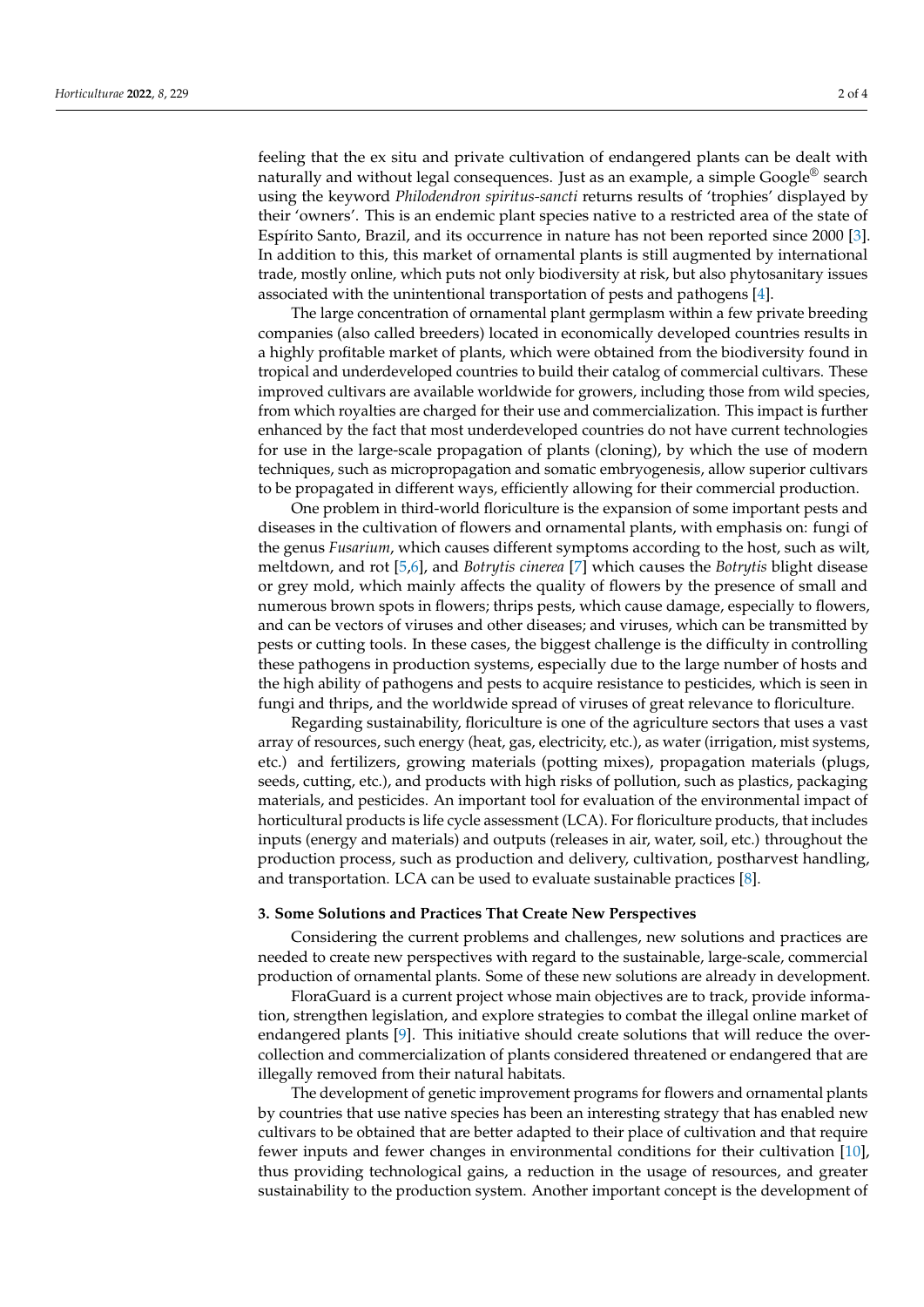feeling that the ex situ and private cultivation of endangered plants can be dealt with naturally and without legal consequences. Just as an example, a simple Google® search using the keyword *Philodendron spiritus-sancti* returns results of 'trophies' displayed by their 'owners'. This is an endemic plant species native to a restricted area of the state of Espírito Santo, Brazil, and its occurrence in nature has not been reported since 2000 [3]. In addition to this, this market of ornamental plants is still augmented by international trade, mostly online, which puts not only biodiversity at risk, but also phytosanitary issues associated with the unintentional transportation of pests and pathogens [4].

The large concentration of ornamental plant germplasm within a few private breeding companies (also called breeders) located in economically developed countries results in a highly profitable market of plants, which were obtained from the biodiversity found in tropical and underdeveloped countries to build their catalog of commercial cultivars. These improved cultivars are available worldwide for growers, including those from wild species, from which royalties are charged for their use and commercialization. This impact is further enhanced by the fact that most underdeveloped countries do not have current technologies for use in the large-scale propagation of plants (cloning), by which the use of modern techniques, such as micropropagation and somatic embryogenesis, allow superior cultivars to be propagated in different ways, efficiently allowing for their commercial production.

One problem in third-world floriculture is the expansion of some important pests and diseases in the cultivation of flowers and ornamental plants, with emphasis on: fungi of the genus *Fusarium*, which causes different symptoms according to the host, such as wilt, meltdown, and rot [5,6], and *Botrytis cinerea* [7] which causes the *Botrytis* blight disease or grey mold, which mainly affects the quality of flowers by the presence of small and numerous brown spots in flowers; thrips pests, which cause damage, especially to flowers, and can be vectors of viruses and other diseases; and viruses, which can be transmitted by pests or cutting tools. In these cases, the biggest challenge is the difficulty in controlling these pathogens in production systems, especially due to the large number of hosts and the high ability of pathogens and pests to acquire resistance to pesticides, which is seen in fungi and thrips, and the worldwide spread of viruses of great relevance to floriculture.

Regarding sustainability, floriculture is one of the agriculture sectors that uses a vast array of resources, such energy (heat, gas, electricity, etc.), as water (irrigation, mist systems, etc.) and fertilizers, growing materials (potting mixes), propagation materials (plugs, seeds, cutting, etc.), and products with high risks of pollution, such as plastics, packaging materials, and pesticides. An important tool for evaluation of the environmental impact of horticultural products is life cycle assessment (LCA). For floriculture products, that includes inputs (energy and materials) and outputs (releases in air, water, soil, etc.) throughout the production process, such as production and delivery, cultivation, postharvest handling, and transportation. LCA can be used to evaluate sustainable practices [8].

## 3. Some Solutions and Practices That Create New Perspectives

Considering the current problems and challenges, new solutions and practices are needed to create new perspectives with regard to the sustainable, large-scale, commercial production of ornamental plants. Some of these new solutions are already in development.

FloraGuard is a current project whose main objectives are to track, provide information, strengthen legislation, and explore strategies to combat the illegal online market of endangered plants [9]. This initiative should create solutions that will reduce the over-collection and commercialization of plants considered threatened or endangered that are illegally removed from their natural habitats.

The development of genetic improvement programs for flowers and ornamental plants by countries that use native species has been an interesting strategy that has enabled new cultivars to be obtained that are better adapted to their place of cultivation and that require fewer inputs and fewer changes in environmental conditions for their cultivation [10], thus providing technological gains, a reduction in the usage of resources, and greater sustainability to the production system. Another important concept is the development of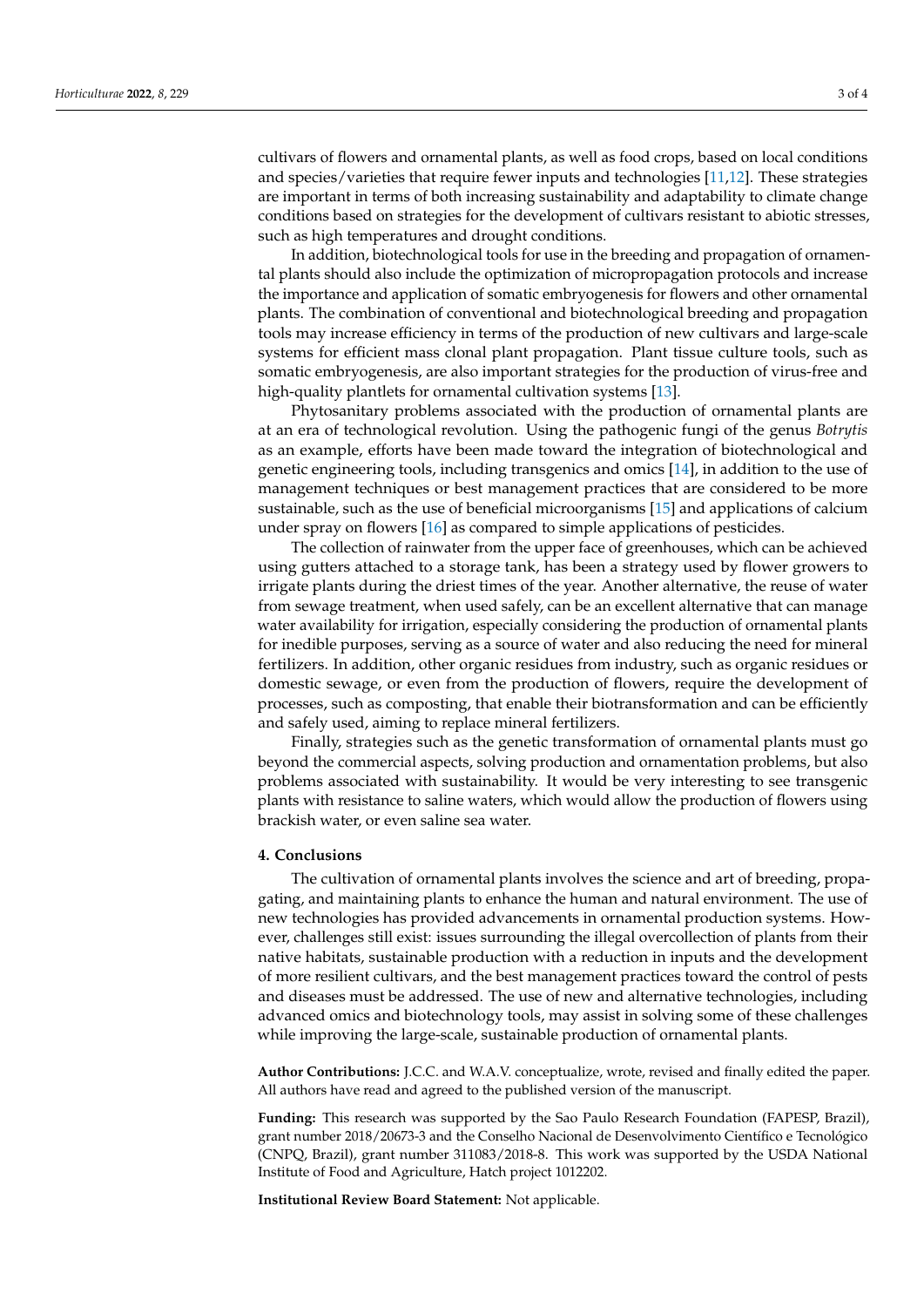cultivars of flowers and ornamental plants, as well as food crops, based on local conditions and species/varieties that require fewer inputs and technologies [11,12]. These strategies are important in terms of both increasing sustainability and adaptability to climate change conditions based on strategies for the development of cultivars resistant to abiotic stresses, such as high temperatures and drought conditions.

In addition, biotechnological tools for use in the breeding and propagation of ornamental plants should also include the optimization of micropropagation protocols and increase the importance and application of somatic embryogenesis for flowers and other ornamental plants. The combination of conventional and biotechnological breeding and propagation tools may increase efficiency in terms of the production of new cultivars and large-scale systems for efficient mass clonal plant propagation. Plant tissue culture tools, such as somatic embryogenesis, are also important strategies for the production of virus-free and high-quality plantlets for ornamental cultivation systems [13].

Phytosanitary problems associated with the production of ornamental plants are at an era of technological revolution. Using the pathogenic fungi of the genus *Botrytis* as an example, efforts have been made toward the integration of biotechnological and genetic engineering tools, including transgenics and omics [14], in addition to the use of management techniques or best management practices that are considered to be more sustainable, such as the use of beneficial microorganisms [15] and applications of calcium under spray on flowers [16] as compared to simple applications of pesticides.

The collection of rainwater from the upper face of greenhouses, which can be achieved using gutters attached to a storage tank, has been a strategy used by flower growers to irrigate plants during the driest times of the year. Another alternative, the reuse of water from sewage treatment, when used safely, can be an excellent alternative that can manage water availability for irrigation, especially considering the production of ornamental plants for inedible purposes, serving as a source of water and also reducing the need for mineral fertilizers. In addition, other organic residues from industry, such as organic residues or domestic sewage, or even from the production of flowers, require the development of processes, such as composting, that enable their biotransformation and can be efficiently and safely used, aiming to replace mineral fertilizers.

Finally, strategies such as the genetic transformation of ornamental plants must go beyond the commercial aspects, solving production and ornamentation problems, but also problems associated with sustainability. It would be very interesting to see transgenic plants with resistance to saline waters, which would allow the production of flowers using brackish water, or even saline sea water.

## 4. Conclusions

The cultivation of ornamental plants involves the science and art of breeding, propagating, and maintaining plants to enhance the human and natural environment. The use of new technologies has provided advancements in ornamental production systems. However, challenges still exist: issues surrounding the illegal overcollection of plants from their native habitats, sustainable production with a reduction in inputs and the development of more resilient cultivars, and the best management practices toward the control of pests and diseases must be addressed. The use of new and alternative technologies, including advanced omics and biotechnology tools, may assist in solving some of these challenges while improving the large-scale, sustainable production of ornamental plants.

**Author Contributions:** J.C.C. and W.A.V. conceptualize, wrote, revised and finally edited the paper. All authors have read and agreed to the published version of the manuscript.

**Funding:** This research was supported by the Sao Paulo Research Foundation (FAPESP, Brazil), grant number 2018/20673-3 and the Conselho Nacional de Desenvolvimento Científico e Tecnológico (CNPQ, Brazil), grant number 311083/2018-8. This work was supported by the USDA National Institute of Food and Agriculture, Hatch project 1012202.

**Institutional Review Board Statement:** Not applicable.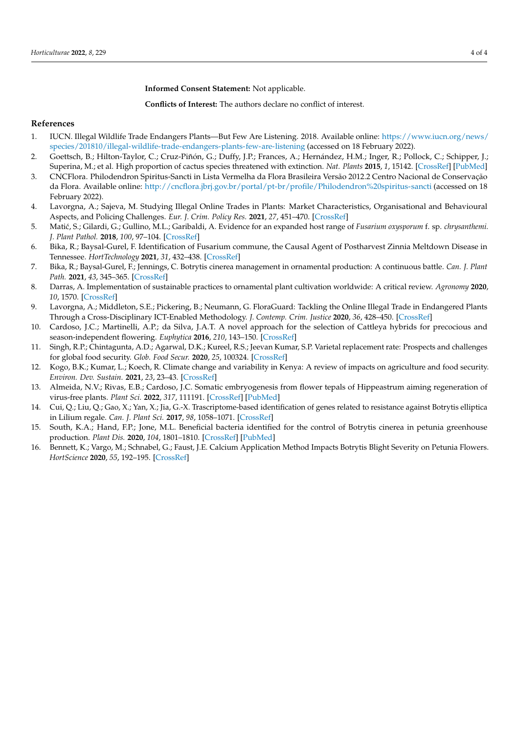**Informed Consent Statement:** Not applicable.

**Conflicts of Interest:** The authors declare no conflict of interest.

## References

1. IUCN. Illegal Wildlife Trade Endangers Plants—But Few Are Listening. 2018. Available online: https://www.iucn.org/news/species/201810/illegal-wildlife-trade-endangers-plants-few-are-listening (accessed on 18 February 2022).
2. Goettsch, B.; Hilton-Taylor, C.; Cruz-Piñón, G.; Duffy, J.P.; Frances, A.; Hernández, H.M.; Inger, R.; Pollock, C.; Schipper, J.; Superina, M.; et al. High proportion of cactus species threatened with extinction. *Nat. Plants* **2015**, *1*, 15142. [CrossRef] [PubMed]
3. CNCFlora. Philodendron Spiritus-Sancti in Lista Vermelha da Flora Brasileira Versão 2012.2 Centro Nacional de Conservação da Flora. Available online: http://cncflora.jbrj.gov.br/portal/pt-br/profile/Philodendron%20spiritus-sancti (accessed on 18 February 2022).
4. Lavorgna, A.; Sajeva, M. Studying Illegal Online Trades in Plants: Market Characteristics, Organisational and Behavioural Aspects, and Policing Challenges. *Eur. J. Crim. Policy Res.* **2021**, *27*, 451–470. [CrossRef]
5. Matić, S.; Gilardi, G.; Gullino, M.L.; Garibaldi, A. Evidence for an expanded host range of *Fusarium oxysporum* f. sp. *chrysanthemi*. *J. Plant Pathol.* **2018**, *100*, 97–104. [CrossRef]
6. Bika, R.; Baysal-Gurel, F. Identification of Fusarium commune, the Causal Agent of Postharvest Zinnia Meltdown Disease in Tennessee. *HortTechnology* **2021**, *31*, 432–438. [CrossRef]
7. Bika, R.; Baysal-Gurel, F.; Jennings, C. Botrytis cinerea management in ornamental production: A continuous battle. *Can. J. Plant Path.* **2021**, *43*, 345–365. [CrossRef]
8. Darras, A. Implementation of sustainable practices to ornamental plant cultivation worldwide: A critical review. *Agronomy* **2020**, *10*, 1570. [CrossRef]
9. Lavorgna, A.; Middleton, S.E.; Pickering, B.; Neumann, G. FloraGuard: Tackling the Online Illegal Trade in Endangered Plants Through a Cross-Disciplinary ICT-Enabled Methodology. *J. Contemp. Crim. Justice* **2020**, *36*, 428–450. [CrossRef]
10. Cardoso, J.C.; Martinelli, A.P.; da Silva, J.A.T. A novel approach for the selection of Cattleya hybrids for precocious and season-independent flowering. *Euphytica* **2016**, *210*, 143–150. [CrossRef]
11. Singh, R.P.; Chintagunta, A.D.; Agarwal, D.K.; Kureel, R.S.; Jeevan Kumar, S.P. Varietal replacement rate: Prospects and challenges for global food security. *Glob. Food Secur.* **2020**, *25*, 100324. [CrossRef]
12. Kogo, B.K.; Kumar, L.; Koech, R. Climate change and variability in Kenya: A review of impacts on agriculture and food security. *Environ. Dev. Sustain.* **2021**, *23*, 23–43. [CrossRef]
13. Almeida, N.V.; Rivas, E.B.; Cardoso, J.C. Somatic embryogenesis from flower tepals of Hippeastrum aiming regeneration of virus-free plants. *Plant Sci.* **2022**, *317*, 111191. [CrossRef] [PubMed]
14. Cui, Q.; Liu, Q.; Gao, X.; Yan, X.; Jia, G.-X. Trascriptome-based identification of genes related to resistance against Botrytis elliptica in Lilium regale. *Can. J. Plant Sci.* **2017**, *98*, 1058–1071. [CrossRef]
15. South, K.A.; Hand, F.P.; Jone, M.L. Beneficial bacteria identified for the control of Botrytis cinerea in petunia greenhouse production. *Plant Dis.* **2020**, *104*, 1801–1810. [CrossRef] [PubMed]
16. Bennett, K.; Vargo, M.; Schnabel, G.; Faust, J.E. Calcium Application Method Impacts Botrytis Blight Severity on Petunia Flowers. *HortScience* **2020**, *55*, 192–195. [CrossRef]